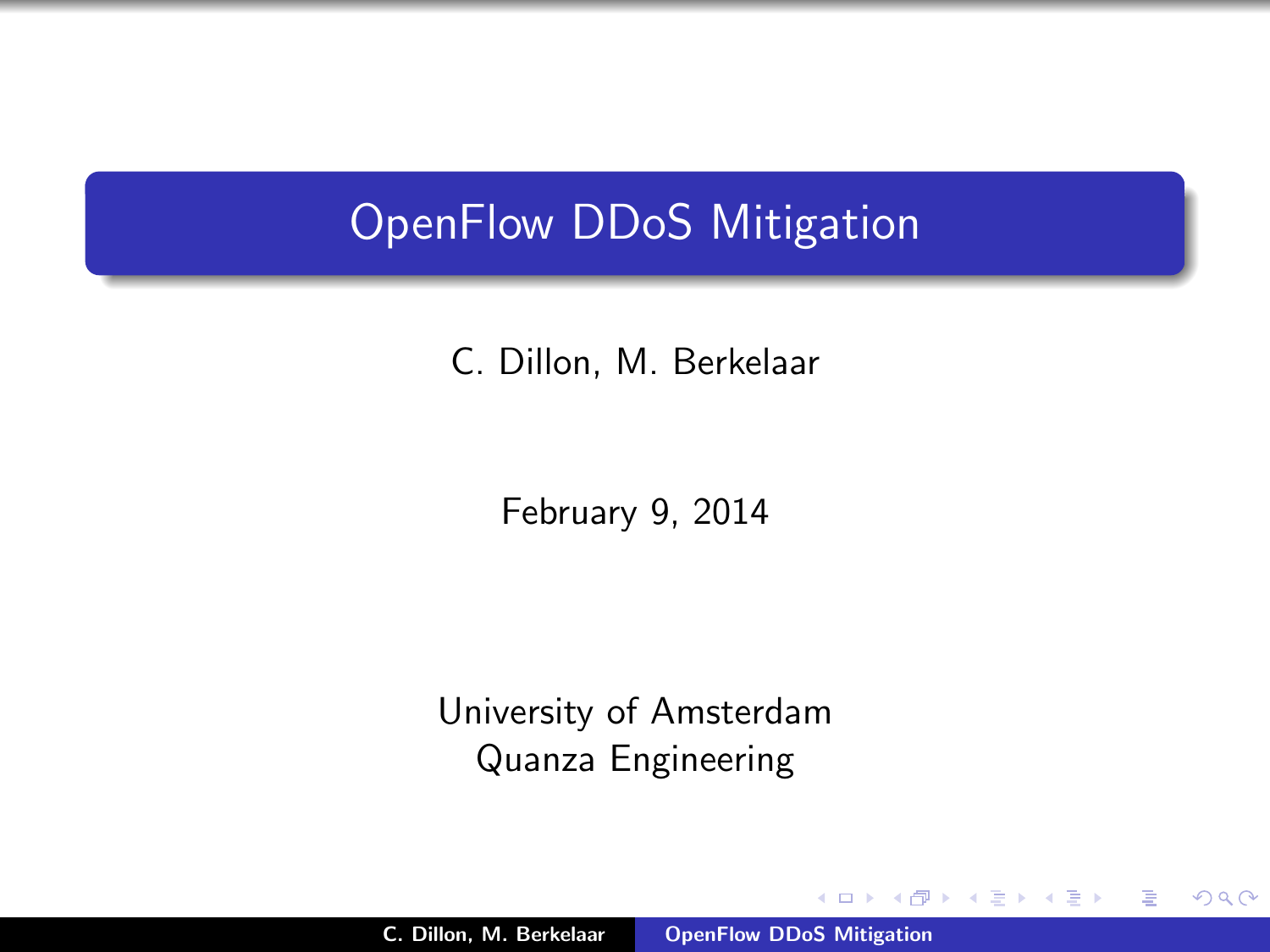# OpenFlow DDoS Mitigation

C. Dillon, M. Berkelaar

February 9, 2014

University of Amsterdam
Quanza Engineering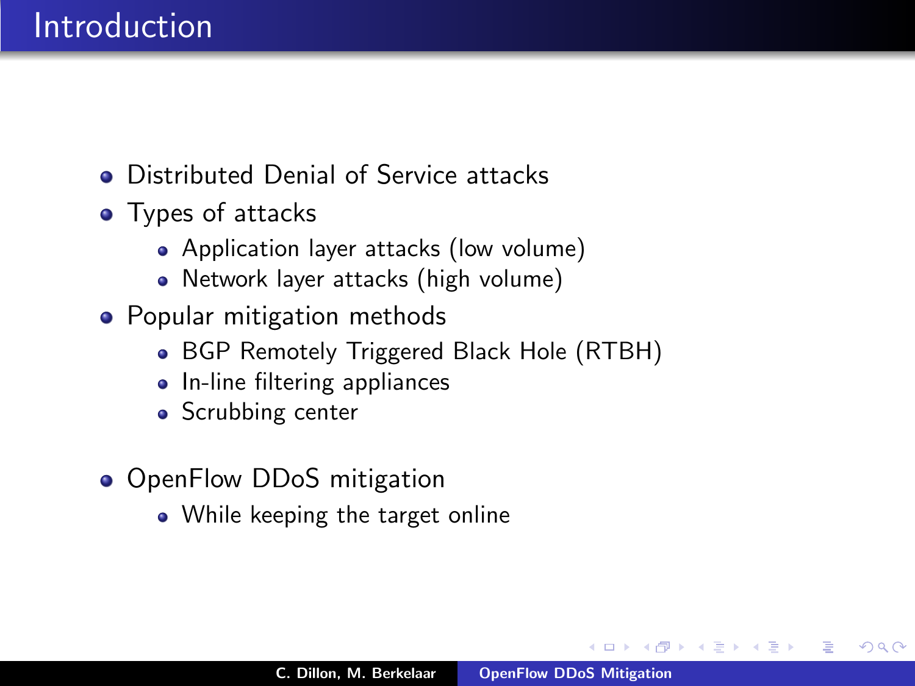# Introduction

- Distributed Denial of Service attacks
- Types of attacks
  - Application layer attacks (low volume)
  - Network layer attacks (high volume)
- Popular mitigation methods
  - BGP Remotely Triggered Black Hole (RTBH)
  - In-line filtering appliances
  - Scrubbing center
- OpenFlow DDoS mitigation
  - While keeping the target online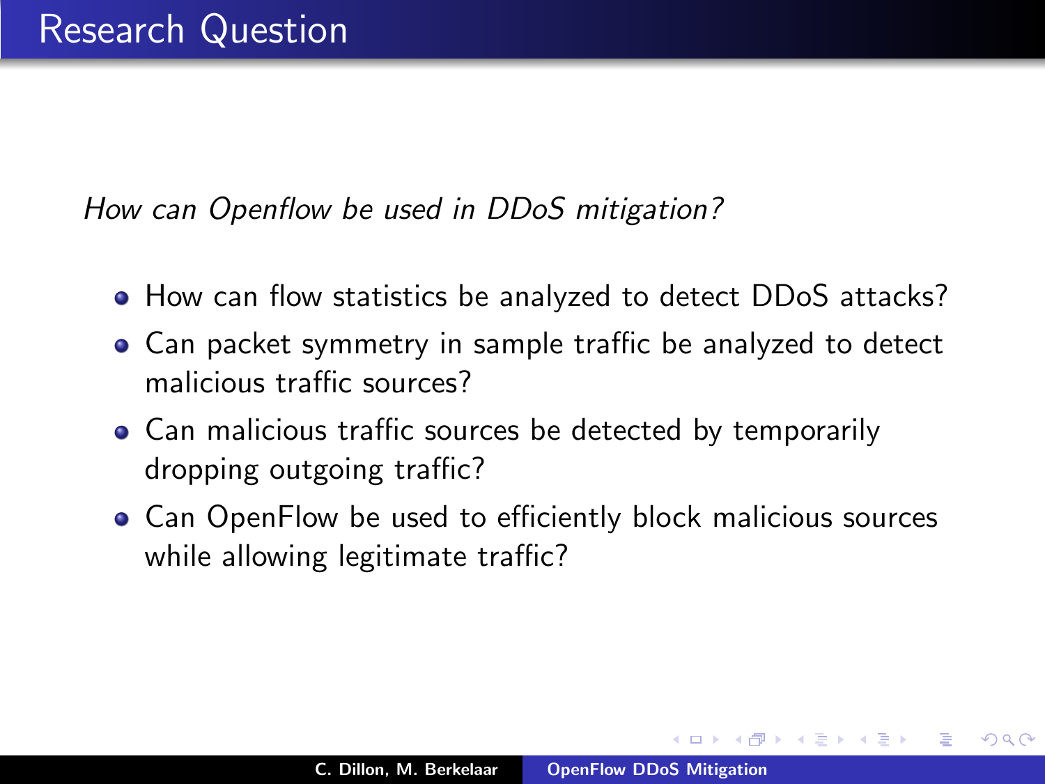# Research Question

*How can Openflow be used in DDoS mitigation?*

- How can flow statistics be analyzed to detect DDoS attacks?
- Can packet symmetry in sample traffic be analyzed to detect malicious traffic sources?
- Can malicious traffic sources be detected by temporarily dropping outgoing traffic?
- Can OpenFlow be used to efficiently block malicious sources while allowing legitimate traffic?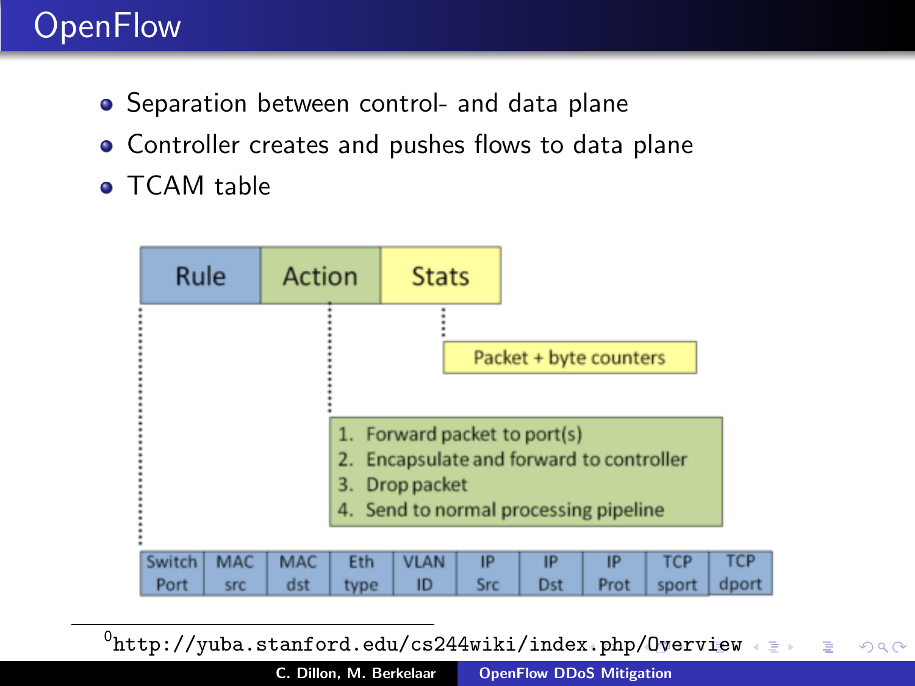# OpenFlow

- Separation between control- and data plane
- Controller creates and pushes flows to data plane
- TCAM table

| Rule | Action | Stats |
|---|---|---|

Stats: Packet + byte counters

Action:

1. Forward packet to port(s)
2. Encapsulate and forward to controller
3. Drop packet
4. Send to normal processing pipeline

Rule:

| Switch Port | MAC src | MAC dst | Eth type | VLAN ID | IP Src | IP Dst | IP Prot | TCP sport | TCP dport |
|---|---|---|---|---|---|---|---|---|---|

[0] http://yuba.stanford.edu/cs244wiki/index.php/Overview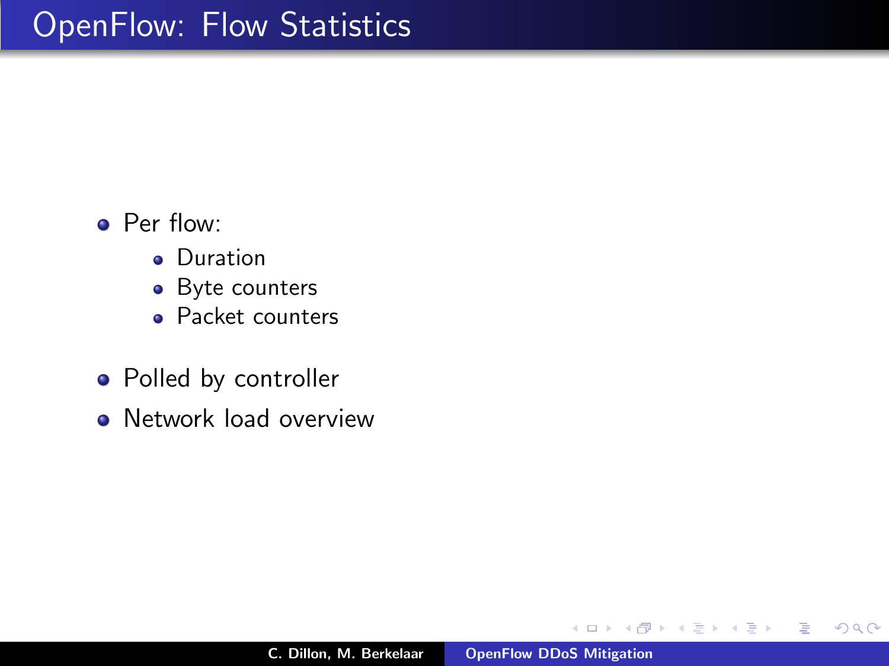# OpenFlow: Flow Statistics

- Per flow:
  - Duration
  - Byte counters
  - Packet counters
- Polled by controller
- Network load overview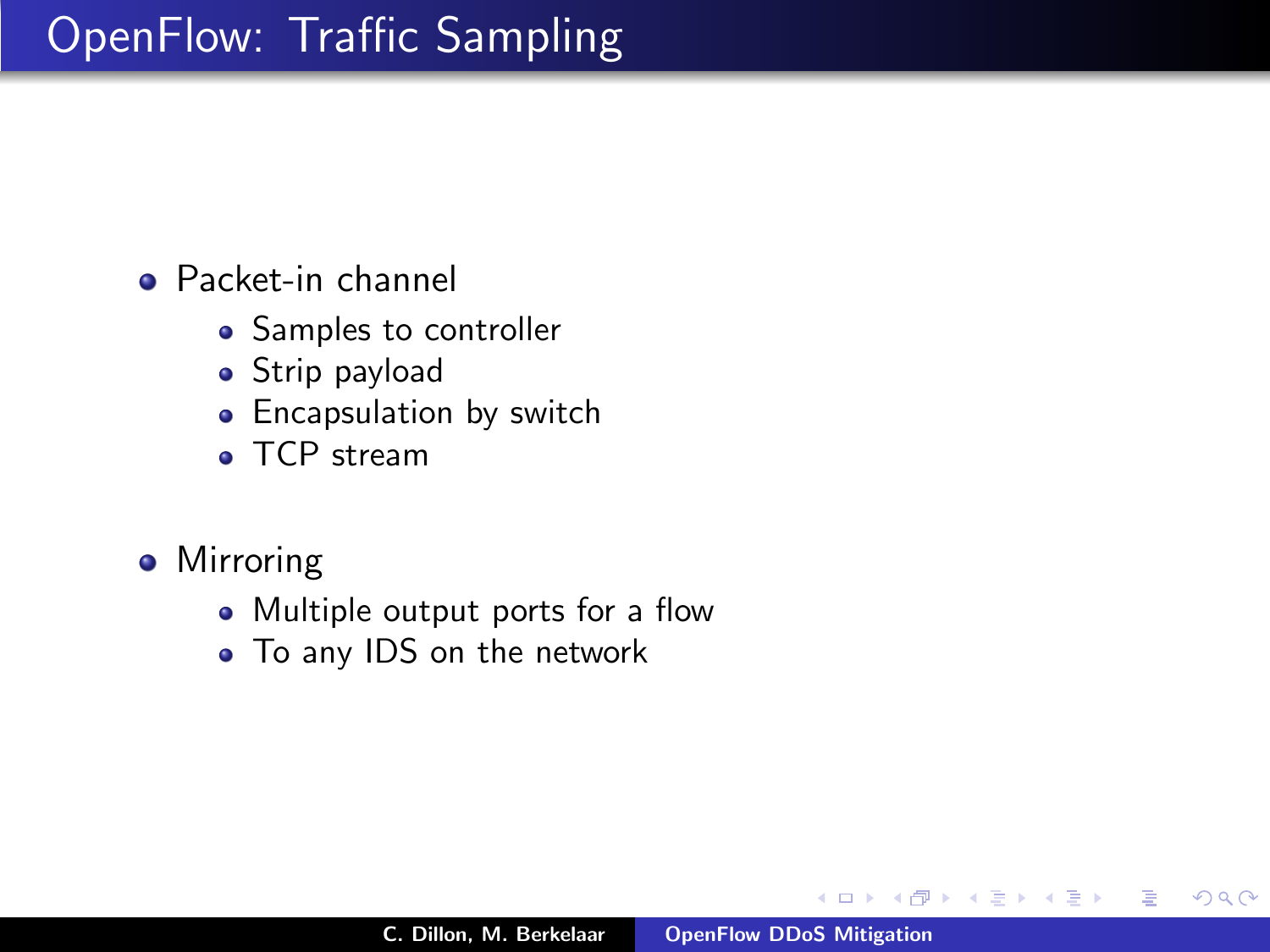# OpenFlow: Traffic Sampling

- Packet-in channel
  - Samples to controller
  - Strip payload
  - Encapsulation by switch
  - TCP stream
- Mirroring
  - Multiple output ports for a flow
  - To any IDS on the network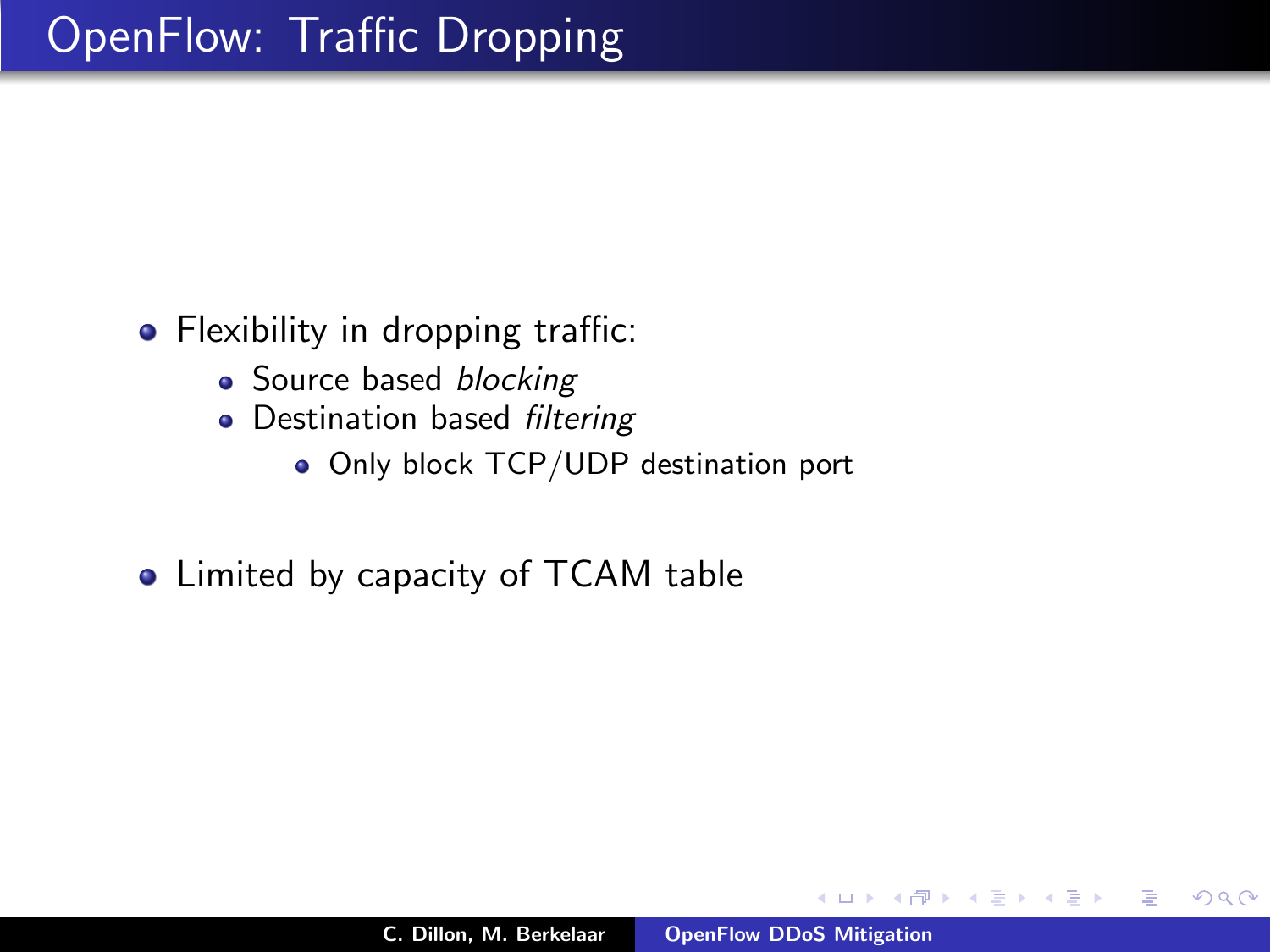# OpenFlow: Traffic Dropping

- Flexibility in dropping traffic:
  - Source based *blocking*
  - Destination based *filtering*
    - Only block TCP/UDP destination port

- Limited by capacity of TCAM table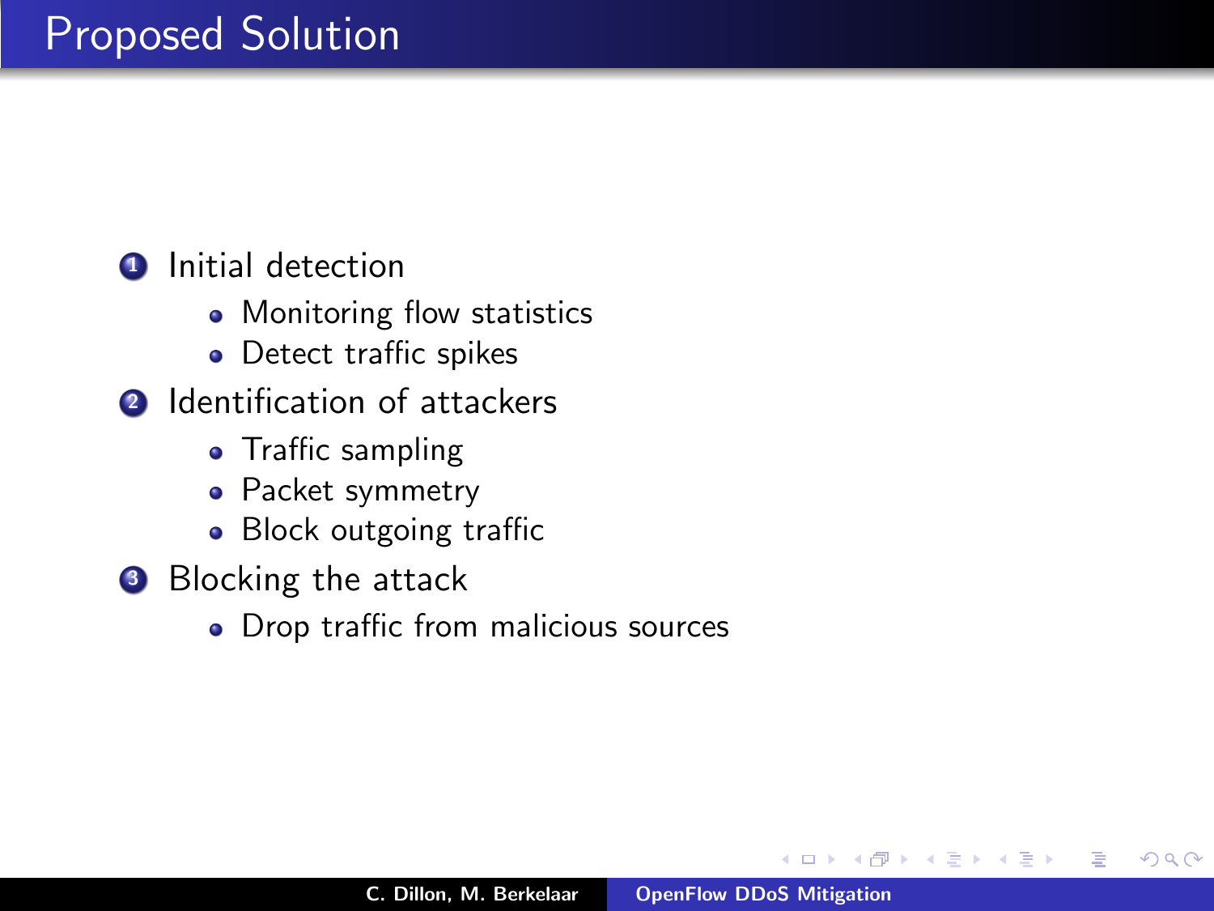# Proposed Solution

1. Initial detection
   - Monitoring flow statistics
   - Detect traffic spikes
2. Identification of attackers
   - Traffic sampling
   - Packet symmetry
   - Block outgoing traffic
3. Blocking the attack
   - Drop traffic from malicious sources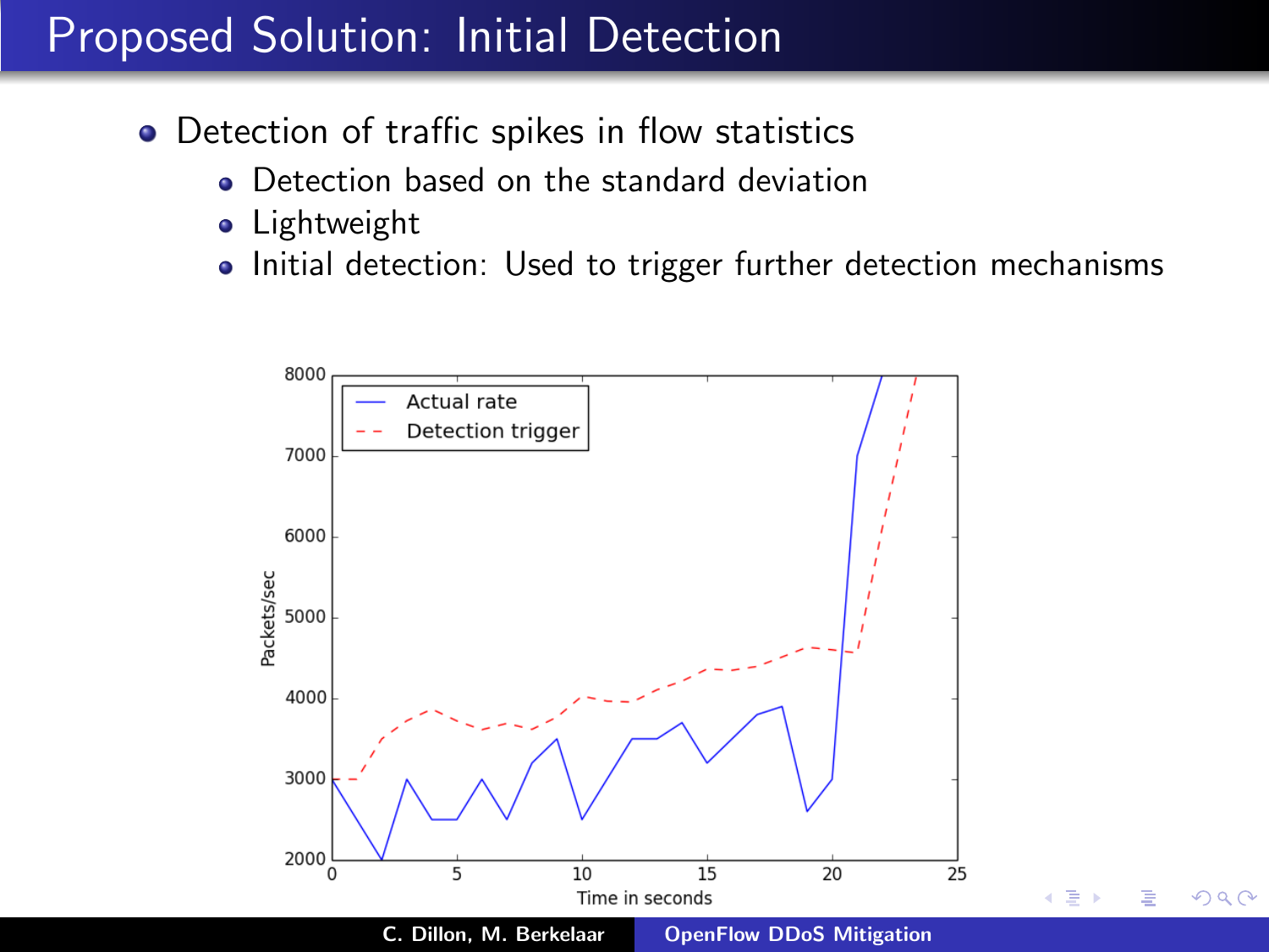# Proposed Solution: Initial Detection

- Detection of traffic spikes in flow statistics
  - Detection based on the standard deviation
  - Lightweight
  - Initial detection: Used to trigger further detection mechanisms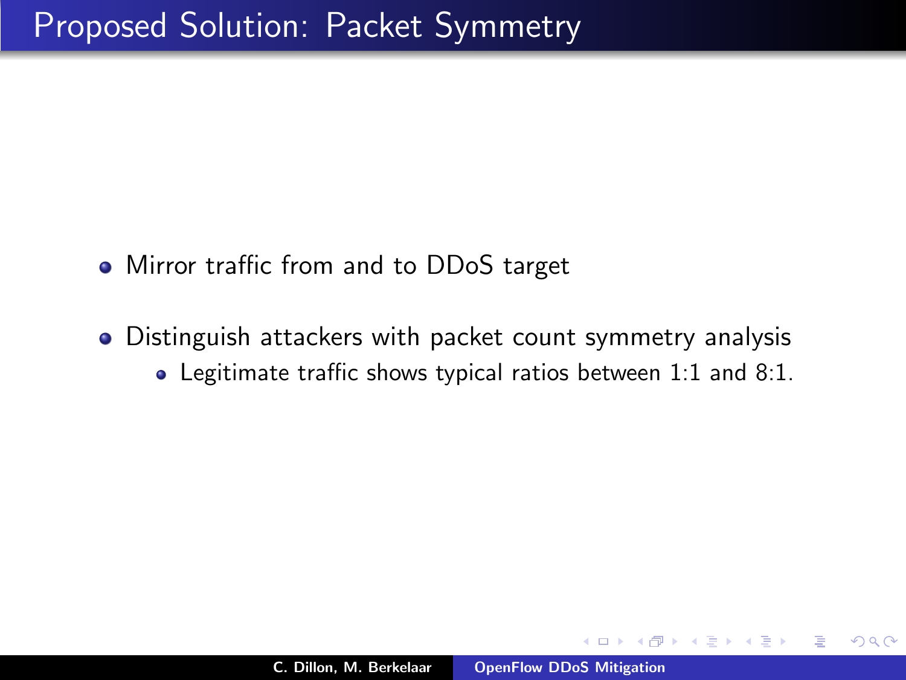# Proposed Solution: Packet Symmetry

- Mirror traffic from and to DDoS target
- Distinguish attackers with packet count symmetry analysis
  - Legitimate traffic shows typical ratios between 1:1 and 8:1.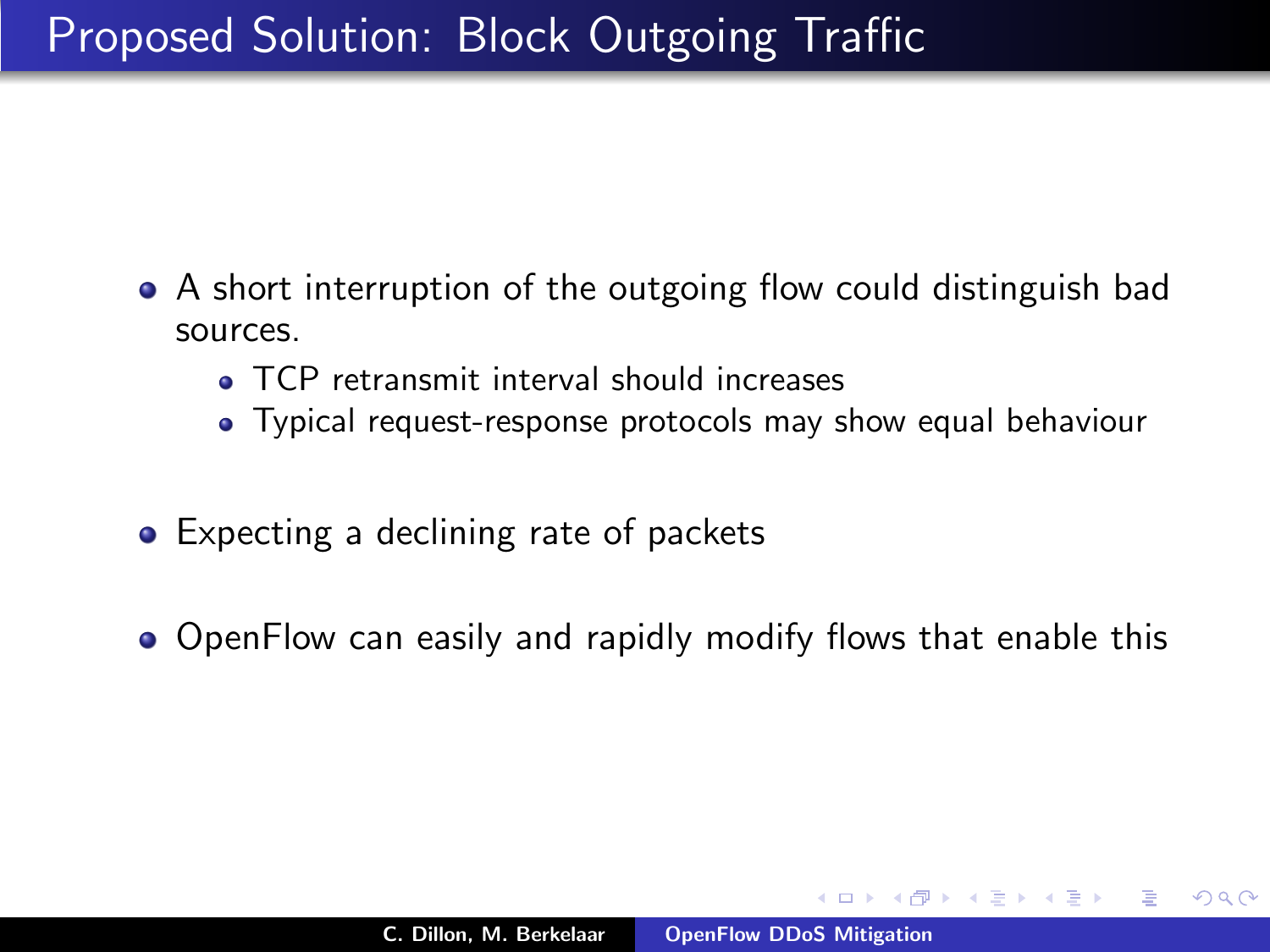# Proposed Solution: Block Outgoing Traffic

- A short interruption of the outgoing flow could distinguish bad sources.
  - TCP retransmit interval should increases
  - Typical request-response protocols may show equal behaviour
- Expecting a declining rate of packets
- OpenFlow can easily and rapidly modify flows that enable this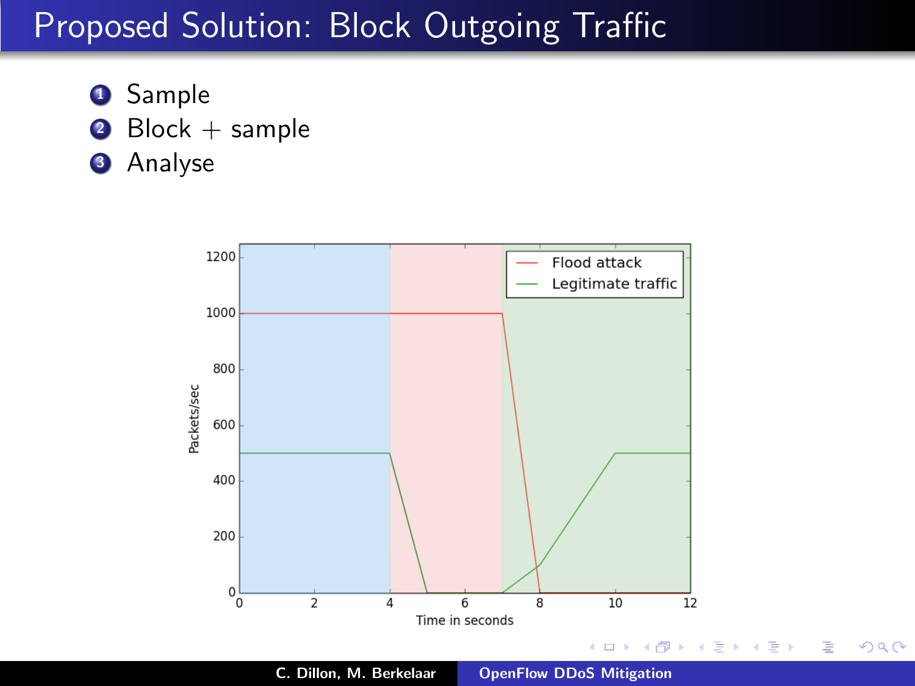# Proposed Solution: Block Outgoing Traffic

1. Sample
2. Block + sample
3. Analyse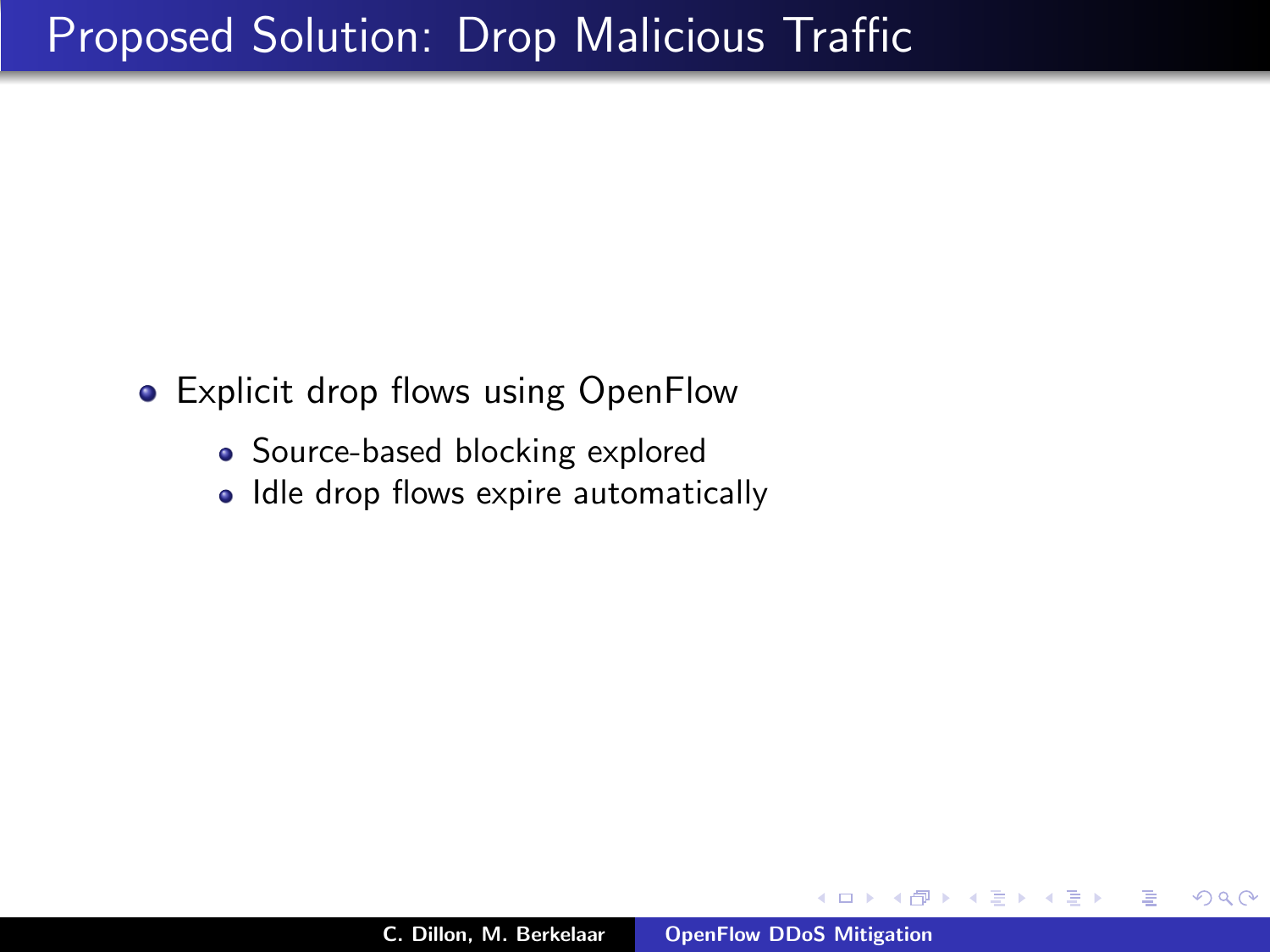# Proposed Solution: Drop Malicious Traffic

- Explicit drop flows using OpenFlow
  - Source-based blocking explored
  - Idle drop flows expire automatically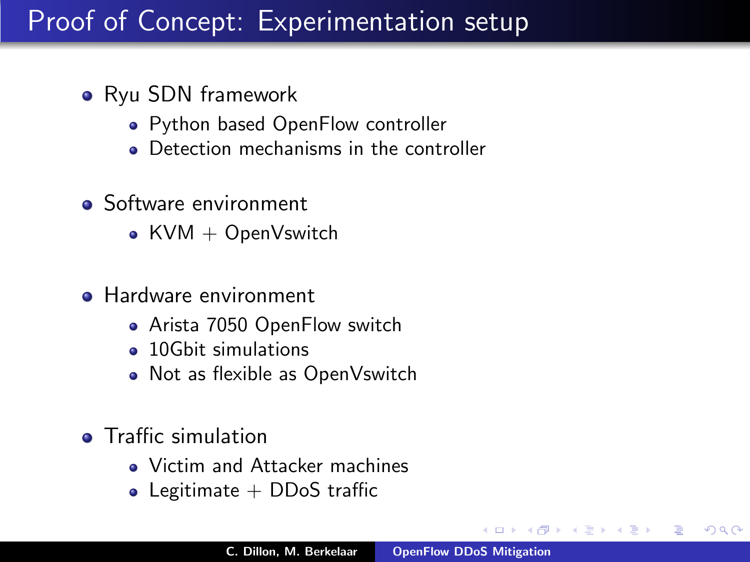# Proof of Concept: Experimentation setup

- Ryu SDN framework
  - Python based OpenFlow controller
  - Detection mechanisms in the controller
- Software environment
  - KVM + OpenVswitch
- Hardware environment
  - Arista 7050 OpenFlow switch
  - 10Gbit simulations
  - Not as flexible as OpenVswitch
- Traffic simulation
  - Victim and Attacker machines
  - Legitimate + DDoS traffic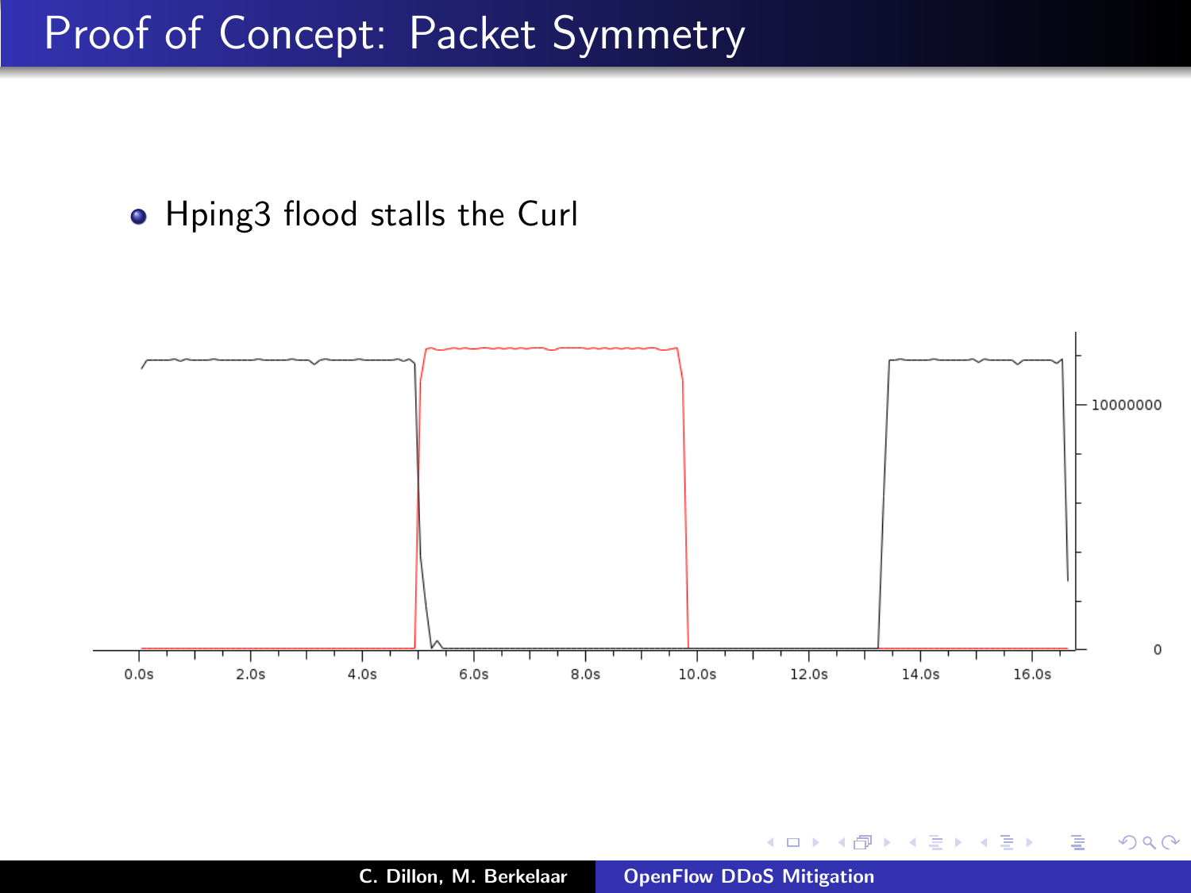# Proof of Concept: Packet Symmetry

- Hping3 flood stalls the Curl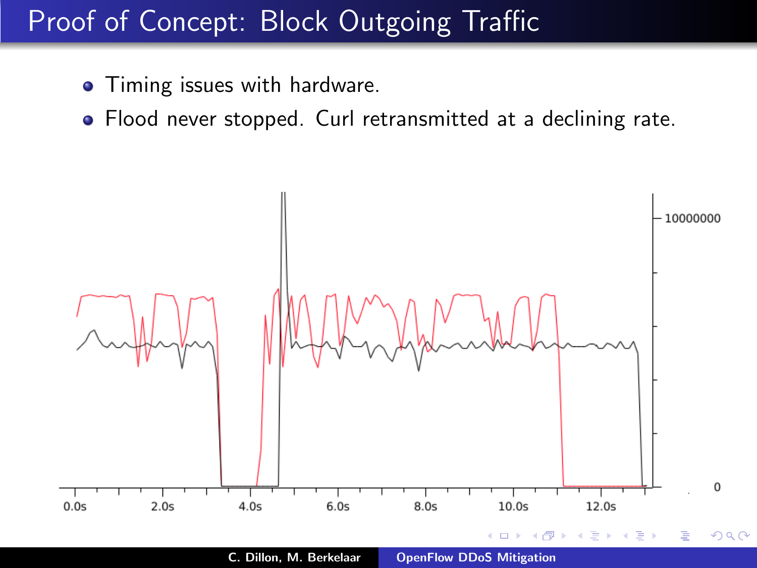# Proof of Concept: Block Outgoing Traffic

- Timing issues with hardware.
- Flood never stopped. Curl retransmitted at a declining rate.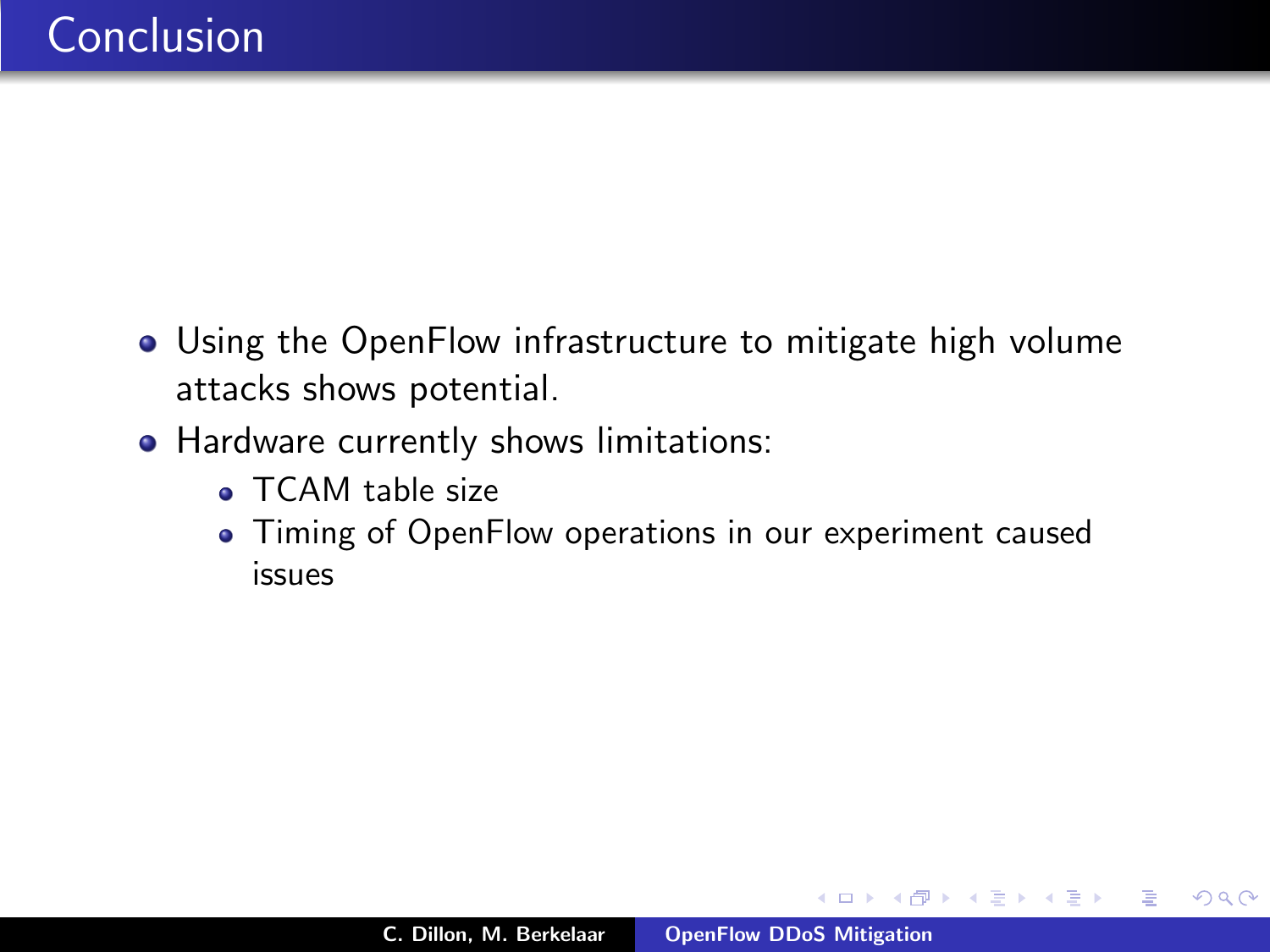# Conclusion

- Using the OpenFlow infrastructure to mitigate high volume attacks shows potential.
- Hardware currently shows limitations:
  - TCAM table size
  - Timing of OpenFlow operations in our experiment caused issues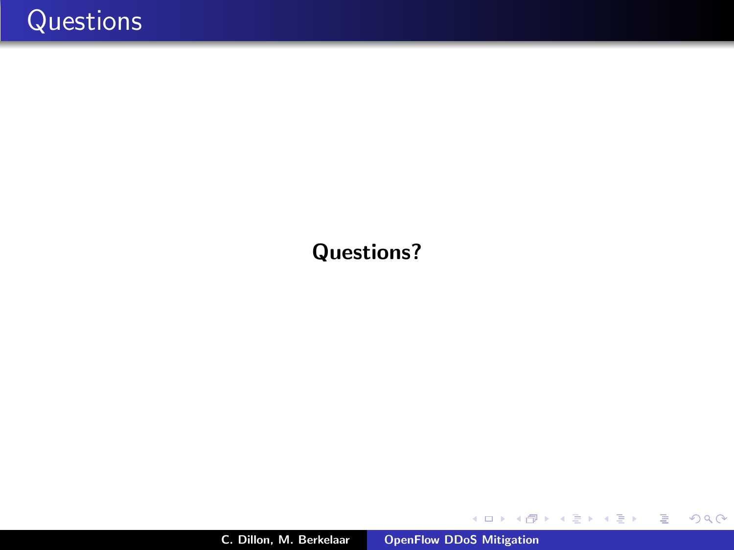# Questions

**Questions?**